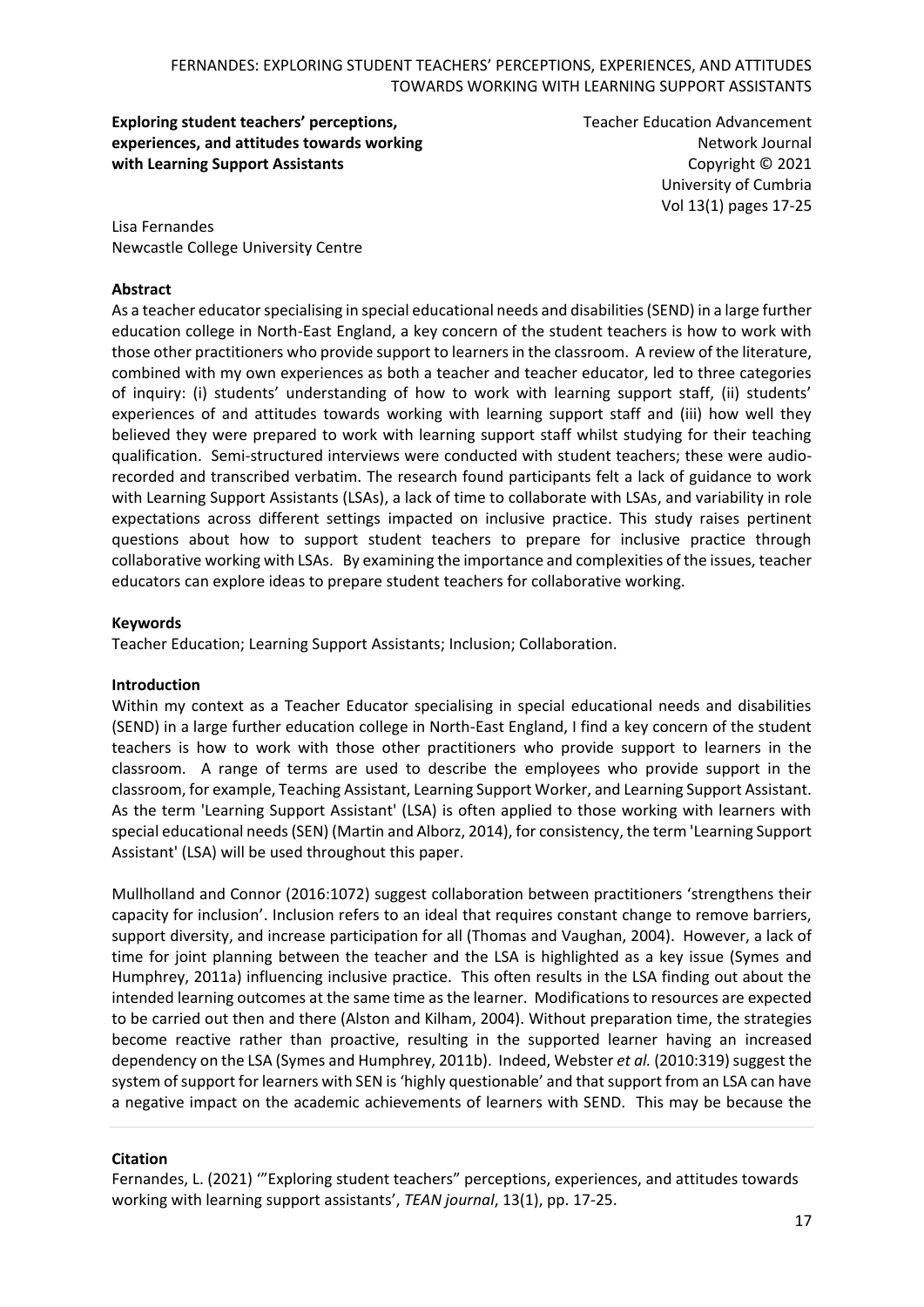**Exploring student teachers' perceptions, experiences, and attitudes towards working with Learning Support Assistants**

Teacher Education Advancement Network Journal
Copyright © 2021
University of Cumbria
Vol 13(1) pages 17-25

Lisa Fernandes
Newcastle College University Centre

**Abstract**

As a teacher educator specialising in special educational needs and disabilities (SEND) in a large further education college in North-East England, a key concern of the student teachers is how to work with those other practitioners who provide support to learners in the classroom. A review of the literature, combined with my own experiences as both a teacher and teacher educator, led to three categories of inquiry: (i) students' understanding of how to work with learning support staff, (ii) students' experiences of and attitudes towards working with learning support staff and (iii) how well they believed they were prepared to work with learning support staff whilst studying for their teaching qualification. Semi-structured interviews were conducted with student teachers; these were audio-recorded and transcribed verbatim. The research found participants felt a lack of guidance to work with Learning Support Assistants (LSAs), a lack of time to collaborate with LSAs, and variability in role expectations across different settings impacted on inclusive practice. This study raises pertinent questions about how to support student teachers to prepare for inclusive practice through collaborative working with LSAs. By examining the importance and complexities of the issues, teacher educators can explore ideas to prepare student teachers for collaborative working.

**Keywords**

Teacher Education; Learning Support Assistants; Inclusion; Collaboration.

**Introduction**

Within my context as a Teacher Educator specialising in special educational needs and disabilities (SEND) in a large further education college in North-East England, I find a key concern of the student teachers is how to work with those other practitioners who provide support to learners in the classroom. A range of terms are used to describe the employees who provide support in the classroom, for example, Teaching Assistant, Learning Support Worker, and Learning Support Assistant. As the term 'Learning Support Assistant' (LSA) is often applied to those working with learners with special educational needs (SEN) (Martin and Alborz, 2014), for consistency, the term 'Learning Support Assistant' (LSA) will be used throughout this paper.

Mullholland and Connor (2016:1072) suggest collaboration between practitioners 'strengthens their capacity for inclusion'. Inclusion refers to an ideal that requires constant change to remove barriers, support diversity, and increase participation for all (Thomas and Vaughan, 2004). However, a lack of time for joint planning between the teacher and the LSA is highlighted as a key issue (Symes and Humphrey, 2011a) influencing inclusive practice. This often results in the LSA finding out about the intended learning outcomes at the same time as the learner. Modifications to resources are expected to be carried out then and there (Alston and Kilham, 2004). Without preparation time, the strategies become reactive rather than proactive, resulting in the supported learner having an increased dependency on the LSA (Symes and Humphrey, 2011b). Indeed, Webster *et al.* (2010:319) suggest the system of support for learners with SEN is 'highly questionable' and that support from an LSA can have a negative impact on the academic achievements of learners with SEND. This may be because the

**Citation**

Fernandes, L. (2021) '"Exploring student teachers" perceptions, experiences, and attitudes towards working with learning support assistants', *TEAN journal*, 13(1), pp. 17-25.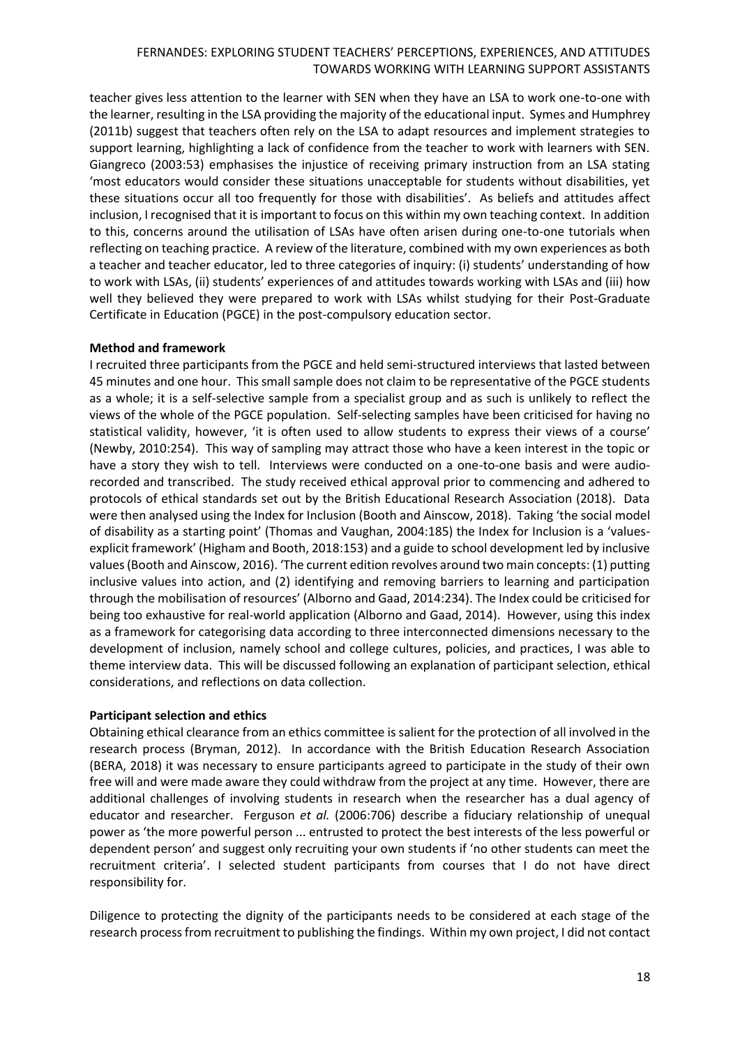teacher gives less attention to the learner with SEN when they have an LSA to work one-to-one with the learner, resulting in the LSA providing the majority of the educational input. Symes and Humphrey (2011b) suggest that teachers often rely on the LSA to adapt resources and implement strategies to support learning, highlighting a lack of confidence from the teacher to work with learners with SEN. Giangreco (2003:53) emphasises the injustice of receiving primary instruction from an LSA stating 'most educators would consider these situations unacceptable for students without disabilities, yet these situations occur all too frequently for those with disabilities'. As beliefs and attitudes affect inclusion, I recognised that it is important to focus on this within my own teaching context. In addition to this, concerns around the utilisation of LSAs have often arisen during one-to-one tutorials when reflecting on teaching practice. A review of the literature, combined with my own experiences as both a teacher and teacher educator, led to three categories of inquiry: (i) students' understanding of how to work with LSAs, (ii) students' experiences of and attitudes towards working with LSAs and (iii) how well they believed they were prepared to work with LSAs whilst studying for their Post-Graduate Certificate in Education (PGCE) in the post-compulsory education sector.

**Method and framework**

I recruited three participants from the PGCE and held semi-structured interviews that lasted between 45 minutes and one hour. This small sample does not claim to be representative of the PGCE students as a whole; it is a self-selective sample from a specialist group and as such is unlikely to reflect the views of the whole of the PGCE population. Self-selecting samples have been criticised for having no statistical validity, however, 'it is often used to allow students to express their views of a course' (Newby, 2010:254). This way of sampling may attract those who have a keen interest in the topic or have a story they wish to tell. Interviews were conducted on a one-to-one basis and were audio-recorded and transcribed. The study received ethical approval prior to commencing and adhered to protocols of ethical standards set out by the British Educational Research Association (2018). Data were then analysed using the Index for Inclusion (Booth and Ainscow, 2018). Taking 'the social model of disability as a starting point' (Thomas and Vaughan, 2004:185) the Index for Inclusion is a 'values-explicit framework' (Higham and Booth, 2018:153) and a guide to school development led by inclusive values (Booth and Ainscow, 2016). 'The current edition revolves around two main concepts: (1) putting inclusive values into action, and (2) identifying and removing barriers to learning and participation through the mobilisation of resources' (Alborno and Gaad, 2014:234). The Index could be criticised for being too exhaustive for real-world application (Alborno and Gaad, 2014). However, using this index as a framework for categorising data according to three interconnected dimensions necessary to the development of inclusion, namely school and college cultures, policies, and practices, I was able to theme interview data. This will be discussed following an explanation of participant selection, ethical considerations, and reflections on data collection.

**Participant selection and ethics**

Obtaining ethical clearance from an ethics committee is salient for the protection of all involved in the research process (Bryman, 2012). In accordance with the British Education Research Association (BERA, 2018) it was necessary to ensure participants agreed to participate in the study of their own free will and were made aware they could withdraw from the project at any time. However, there are additional challenges of involving students in research when the researcher has a dual agency of educator and researcher. Ferguson *et al.* (2006:706) describe a fiduciary relationship of unequal power as 'the more powerful person ... entrusted to protect the best interests of the less powerful or dependent person' and suggest only recruiting your own students if 'no other students can meet the recruitment criteria'. I selected student participants from courses that I do not have direct responsibility for.

Diligence to protecting the dignity of the participants needs to be considered at each stage of the research process from recruitment to publishing the findings. Within my own project, I did not contact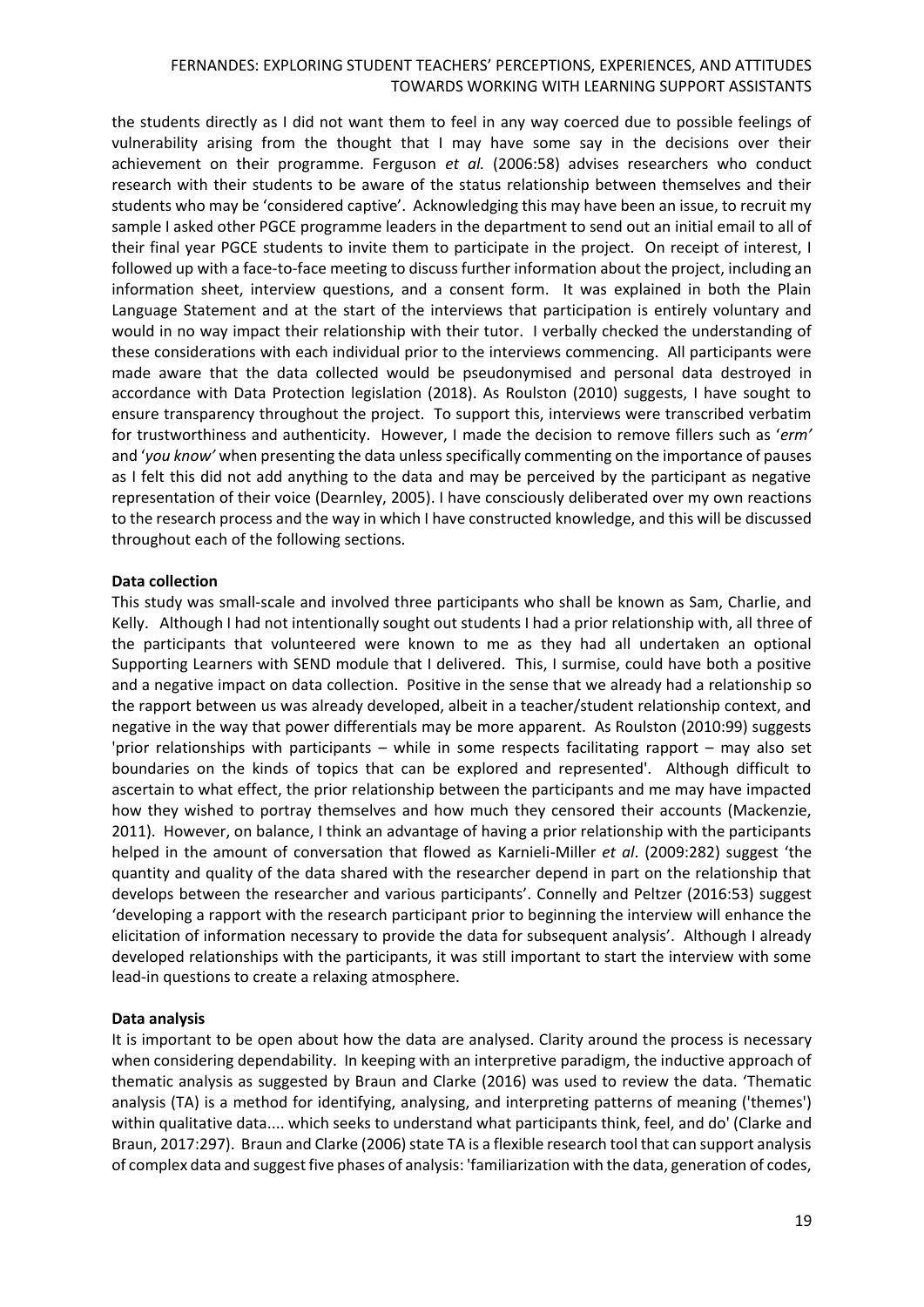the students directly as I did not want them to feel in any way coerced due to possible feelings of vulnerability arising from the thought that I may have some say in the decisions over their achievement on their programme. Ferguson *et al.* (2006:58) advises researchers who conduct research with their students to be aware of the status relationship between themselves and their students who may be 'considered captive'. Acknowledging this may have been an issue, to recruit my sample I asked other PGCE programme leaders in the department to send out an initial email to all of their final year PGCE students to invite them to participate in the project. On receipt of interest, I followed up with a face-to-face meeting to discuss further information about the project, including an information sheet, interview questions, and a consent form. It was explained in both the Plain Language Statement and at the start of the interviews that participation is entirely voluntary and would in no way impact their relationship with their tutor. I verbally checked the understanding of these considerations with each individual prior to the interviews commencing. All participants were made aware that the data collected would be pseudonymised and personal data destroyed in accordance with Data Protection legislation (2018). As Roulston (2010) suggests, I have sought to ensure transparency throughout the project. To support this, interviews were transcribed verbatim for trustworthiness and authenticity. However, I made the decision to remove fillers such as '*erm'* and '*you know'* when presenting the data unless specifically commenting on the importance of pauses as I felt this did not add anything to the data and may be perceived by the participant as negative representation of their voice (Dearnley, 2005). I have consciously deliberated over my own reactions to the research process and the way in which I have constructed knowledge, and this will be discussed throughout each of the following sections.

**Data collection**

This study was small-scale and involved three participants who shall be known as Sam, Charlie, and Kelly. Although I had not intentionally sought out students I had a prior relationship with, all three of the participants that volunteered were known to me as they had all undertaken an optional Supporting Learners with SEND module that I delivered. This, I surmise, could have both a positive and a negative impact on data collection. Positive in the sense that we already had a relationship so the rapport between us was already developed, albeit in a teacher/student relationship context, and negative in the way that power differentials may be more apparent. As Roulston (2010:99) suggests 'prior relationships with participants – while in some respects facilitating rapport – may also set boundaries on the kinds of topics that can be explored and represented'. Although difficult to ascertain to what effect, the prior relationship between the participants and me may have impacted how they wished to portray themselves and how much they censored their accounts (Mackenzie, 2011). However, on balance, I think an advantage of having a prior relationship with the participants helped in the amount of conversation that flowed as Karnieli-Miller *et al*. (2009:282) suggest 'the quantity and quality of the data shared with the researcher depend in part on the relationship that develops between the researcher and various participants'. Connelly and Peltzer (2016:53) suggest 'developing a rapport with the research participant prior to beginning the interview will enhance the elicitation of information necessary to provide the data for subsequent analysis'. Although I already developed relationships with the participants, it was still important to start the interview with some lead-in questions to create a relaxing atmosphere.

**Data analysis**

It is important to be open about how the data are analysed. Clarity around the process is necessary when considering dependability. In keeping with an interpretive paradigm, the inductive approach of thematic analysis as suggested by Braun and Clarke (2016) was used to review the data. 'Thematic analysis (TA) is a method for identifying, analysing, and interpreting patterns of meaning ('themes') within qualitative data.... which seeks to understand what participants think, feel, and do' (Clarke and Braun, 2017:297). Braun and Clarke (2006) state TA is a flexible research tool that can support analysis of complex data and suggest five phases of analysis: 'familiarization with the data, generation of codes,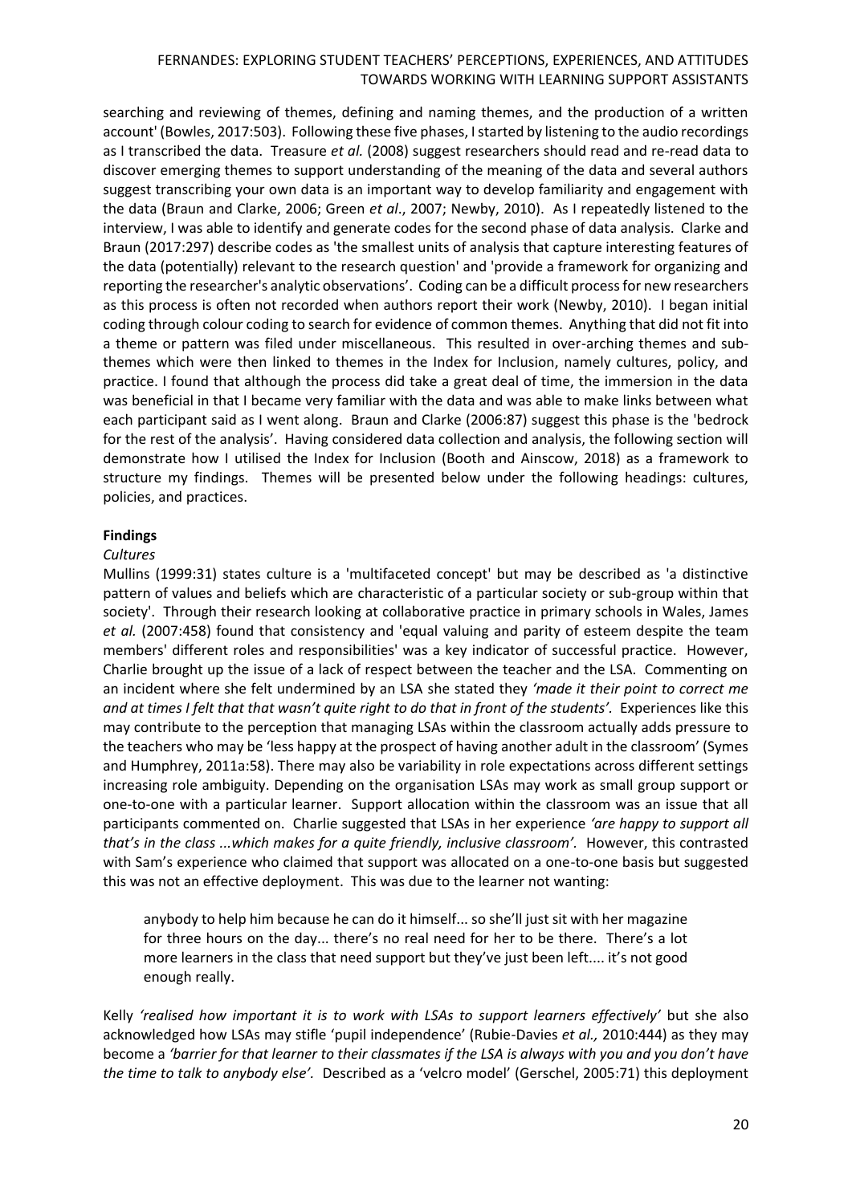searching and reviewing of themes, defining and naming themes, and the production of a written account' (Bowles, 2017:503). Following these five phases, I started by listening to the audio recordings as I transcribed the data. Treasure *et al.* (2008) suggest researchers should read and re-read data to discover emerging themes to support understanding of the meaning of the data and several authors suggest transcribing your own data is an important way to develop familiarity and engagement with the data (Braun and Clarke, 2006; Green *et al*., 2007; Newby, 2010). As I repeatedly listened to the interview, I was able to identify and generate codes for the second phase of data analysis. Clarke and Braun (2017:297) describe codes as 'the smallest units of analysis that capture interesting features of the data (potentially) relevant to the research question' and 'provide a framework for organizing and reporting the researcher's analytic observations'. Coding can be a difficult process for new researchers as this process is often not recorded when authors report their work (Newby, 2010). I began initial coding through colour coding to search for evidence of common themes. Anything that did not fit into a theme or pattern was filed under miscellaneous. This resulted in over-arching themes and sub-themes which were then linked to themes in the Index for Inclusion, namely cultures, policy, and practice. I found that although the process did take a great deal of time, the immersion in the data was beneficial in that I became very familiar with the data and was able to make links between what each participant said as I went along. Braun and Clarke (2006:87) suggest this phase is the 'bedrock for the rest of the analysis'. Having considered data collection and analysis, the following section will demonstrate how I utilised the Index for Inclusion (Booth and Ainscow, 2018) as a framework to structure my findings. Themes will be presented below under the following headings: cultures, policies, and practices.

## Findings

### *Cultures*

Mullins (1999:31) states culture is a 'multifaceted concept' but may be described as 'a distinctive pattern of values and beliefs which are characteristic of a particular society or sub-group within that society'. Through their research looking at collaborative practice in primary schools in Wales, James *et al.* (2007:458) found that consistency and 'equal valuing and parity of esteem despite the team members' different roles and responsibilities' was a key indicator of successful practice. However, Charlie brought up the issue of a lack of respect between the teacher and the LSA. Commenting on an incident where she felt undermined by an LSA she stated they *'made it their point to correct me and at times I felt that that wasn't quite right to do that in front of the students'.* Experiences like this may contribute to the perception that managing LSAs within the classroom actually adds pressure to the teachers who may be 'less happy at the prospect of having another adult in the classroom' (Symes and Humphrey, 2011a:58). There may also be variability in role expectations across different settings increasing role ambiguity. Depending on the organisation LSAs may work as small group support or one-to-one with a particular learner. Support allocation within the classroom was an issue that all participants commented on. Charlie suggested that LSAs in her experience *'are happy to support all that's in the class ...which makes for a quite friendly, inclusive classroom'.* However, this contrasted with Sam's experience who claimed that support was allocated on a one-to-one basis but suggested this was not an effective deployment. This was due to the learner not wanting:

> anybody to help him because he can do it himself... so she'll just sit with her magazine for three hours on the day... there's no real need for her to be there. There's a lot more learners in the class that need support but they've just been left.... it's not good enough really.

Kelly *'realised how important it is to work with LSAs to support learners effectively'* but she also acknowledged how LSAs may stifle 'pupil independence' (Rubie-Davies *et al.,* 2010:444) as they may become a *'barrier for that learner to their classmates if the LSA is always with you and you don't have the time to talk to anybody else'.* Described as a 'velcro model' (Gerschel, 2005:71) this deployment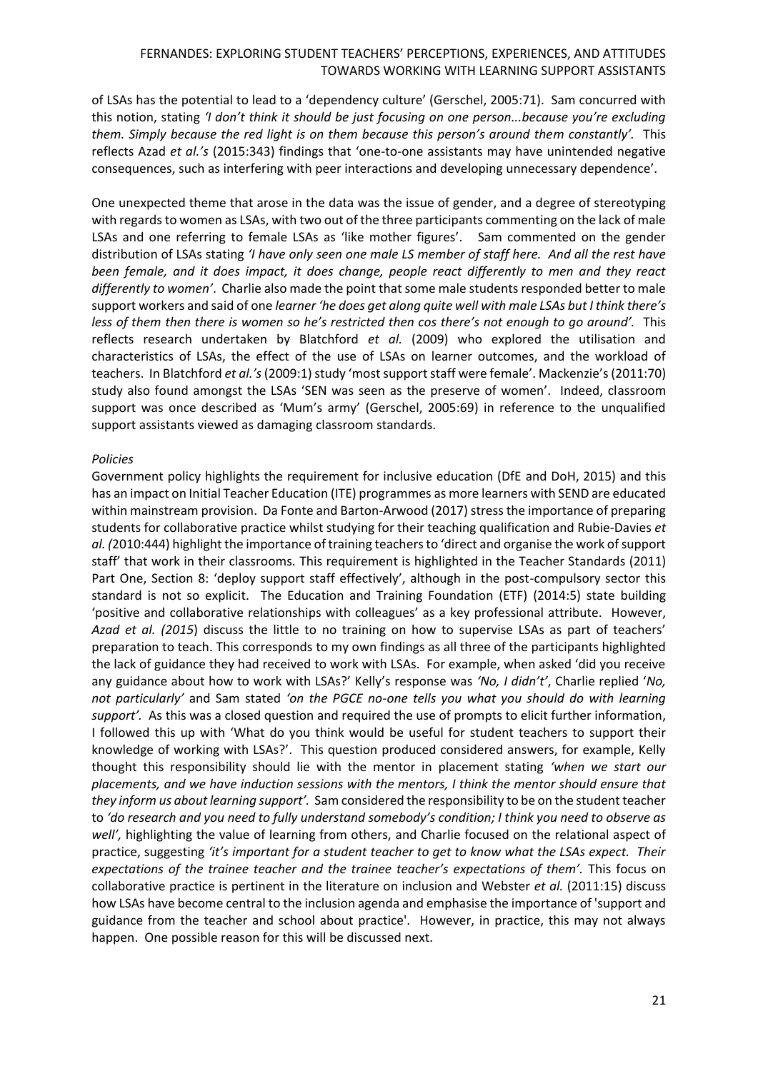of LSAs has the potential to lead to a 'dependency culture' (Gerschel, 2005:71). Sam concurred with this notion, stating *'I don't think it should be just focusing on one person...because you're excluding them. Simply because the red light is on them because this person's around them constantly'.* This reflects Azad *et al.'s* (2015:343) findings that 'one-to-one assistants may have unintended negative consequences, such as interfering with peer interactions and developing unnecessary dependence'.

One unexpected theme that arose in the data was the issue of gender, and a degree of stereotyping with regards to women as LSAs, with two out of the three participants commenting on the lack of male LSAs and one referring to female LSAs as 'like mother figures'. Sam commented on the gender distribution of LSAs stating *'I have only seen one male LS member of staff here. And all the rest have been female, and it does impact, it does change, people react differently to men and they react differently to women'*. Charlie also made the point that some male students responded better to male support workers and said of one *learner 'he does get along quite well with male LSAs but I think there's less of them then there is women so he's restricted then cos there's not enough to go around'.* This reflects research undertaken by Blatchford *et al.* (2009) who explored the utilisation and characteristics of LSAs, the effect of the use of LSAs on learner outcomes, and the workload of teachers. In Blatchford *et al.'s* (2009:1) study 'most support staff were female'. Mackenzie's (2011:70) study also found amongst the LSAs 'SEN was seen as the preserve of women'. Indeed, classroom support was once described as 'Mum's army' (Gerschel, 2005:69) in reference to the unqualified support assistants viewed as damaging classroom standards.

*Policies*

Government policy highlights the requirement for inclusive education (DfE and DoH, 2015) and this has an impact on Initial Teacher Education (ITE) programmes as more learners with SEND are educated within mainstream provision. Da Fonte and Barton-Arwood (2017) stress the importance of preparing students for collaborative practice whilst studying for their teaching qualification and Rubie-Davies *et al. (*2010:444) highlight the importance of training teachers to 'direct and organise the work of support staff' that work in their classrooms. This requirement is highlighted in the Teacher Standards (2011) Part One, Section 8: 'deploy support staff effectively', although in the post-compulsory sector this standard is not so explicit. The Education and Training Foundation (ETF) (2014:5) state building 'positive and collaborative relationships with colleagues' as a key professional attribute. However, *Azad et al. (2015*) discuss the little to no training on how to supervise LSAs as part of teachers' preparation to teach. This corresponds to my own findings as all three of the participants highlighted the lack of guidance they had received to work with LSAs. For example, when asked 'did you receive any guidance about how to work with LSAs?' Kelly's response was *'No, I didn't'*, Charlie replied '*No, not particularly'* and Sam stated *'on the PGCE no-one tells you what you should do with learning support'.* As this was a closed question and required the use of prompts to elicit further information, I followed this up with 'What do you think would be useful for student teachers to support their knowledge of working with LSAs?'. This question produced considered answers, for example, Kelly thought this responsibility should lie with the mentor in placement stating *'when we start our placements, and we have induction sessions with the mentors, I think the mentor should ensure that they inform us about learning support'.* Sam considered the responsibility to be on the student teacher to *'do research and you need to fully understand somebody's condition; I think you need to observe as well',* highlighting the value of learning from others, and Charlie focused on the relational aspect of practice, suggesting *'it's important for a student teacher to get to know what the LSAs expect. Their expectations of the trainee teacher and the trainee teacher's expectations of them'.* This focus on collaborative practice is pertinent in the literature on inclusion and Webster *et al.* (2011:15) discuss how LSAs have become central to the inclusion agenda and emphasise the importance of 'support and guidance from the teacher and school about practice'. However, in practice, this may not always happen. One possible reason for this will be discussed next.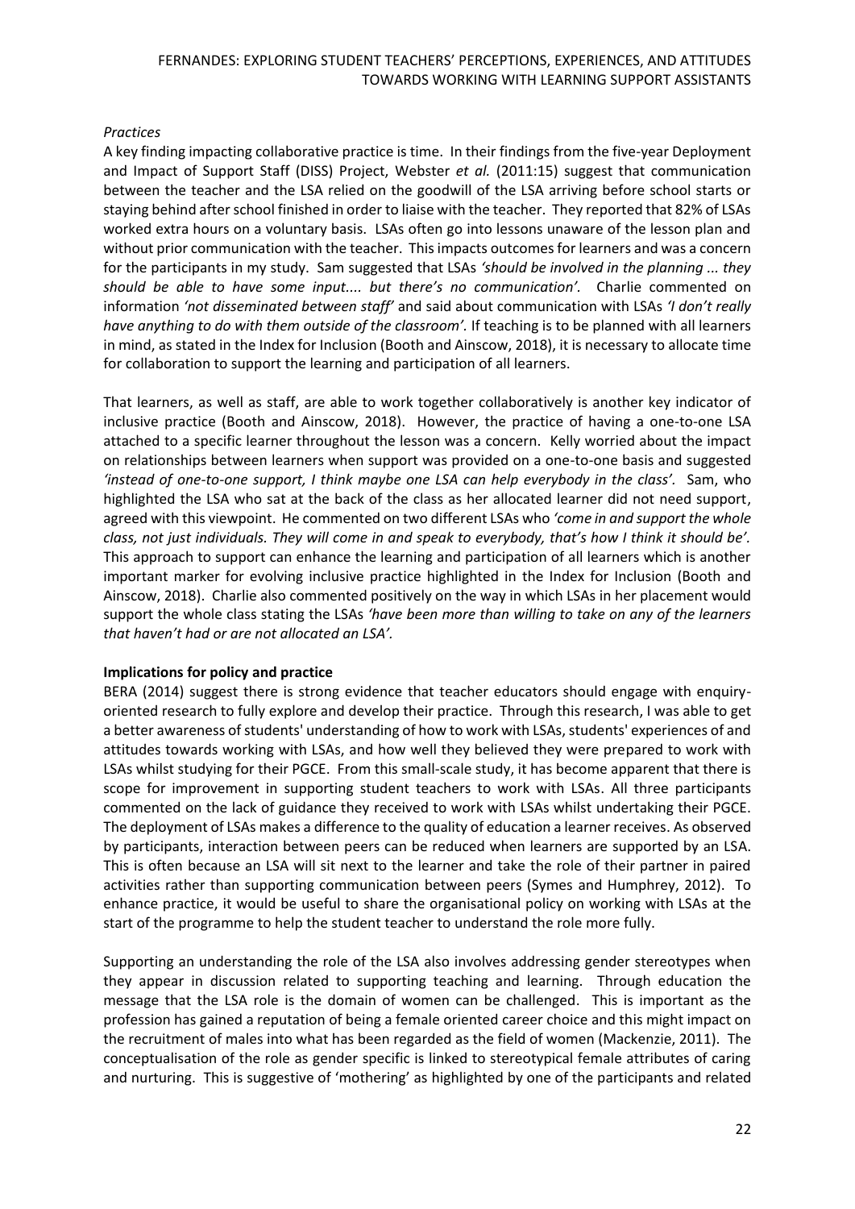*Practices*

A key finding impacting collaborative practice is time. In their findings from the five-year Deployment and Impact of Support Staff (DISS) Project, Webster *et al.* (2011:15) suggest that communication between the teacher and the LSA relied on the goodwill of the LSA arriving before school starts or staying behind after school finished in order to liaise with the teacher. They reported that 82% of LSAs worked extra hours on a voluntary basis. LSAs often go into lessons unaware of the lesson plan and without prior communication with the teacher. This impacts outcomes for learners and was a concern for the participants in my study. Sam suggested that LSAs *'should be involved in the planning ... they should be able to have some input.... but there's no communication'.* Charlie commented on information *'not disseminated between staff'* and said about communication with LSAs *'I don't really have anything to do with them outside of the classroom'.* If teaching is to be planned with all learners in mind, as stated in the Index for Inclusion (Booth and Ainscow, 2018), it is necessary to allocate time for collaboration to support the learning and participation of all learners.

That learners, as well as staff, are able to work together collaboratively is another key indicator of inclusive practice (Booth and Ainscow, 2018). However, the practice of having a one-to-one LSA attached to a specific learner throughout the lesson was a concern. Kelly worried about the impact on relationships between learners when support was provided on a one-to-one basis and suggested *'instead of one-to-one support, I think maybe one LSA can help everybody in the class'.* Sam, who highlighted the LSA who sat at the back of the class as her allocated learner did not need support, agreed with this viewpoint. He commented on two different LSAs who *'come in and support the whole class, not just individuals. They will come in and speak to everybody, that's how I think it should be'.* This approach to support can enhance the learning and participation of all learners which is another important marker for evolving inclusive practice highlighted in the Index for Inclusion (Booth and Ainscow, 2018). Charlie also commented positively on the way in which LSAs in her placement would support the whole class stating the LSAs *'have been more than willing to take on any of the learners that haven't had or are not allocated an LSA'.*

**Implications for policy and practice**

BERA (2014) suggest there is strong evidence that teacher educators should engage with enquiry-oriented research to fully explore and develop their practice. Through this research, I was able to get a better awareness of students' understanding of how to work with LSAs, students' experiences of and attitudes towards working with LSAs, and how well they believed they were prepared to work with LSAs whilst studying for their PGCE. From this small-scale study, it has become apparent that there is scope for improvement in supporting student teachers to work with LSAs. All three participants commented on the lack of guidance they received to work with LSAs whilst undertaking their PGCE. The deployment of LSAs makes a difference to the quality of education a learner receives. As observed by participants, interaction between peers can be reduced when learners are supported by an LSA. This is often because an LSA will sit next to the learner and take the role of their partner in paired activities rather than supporting communication between peers (Symes and Humphrey, 2012). To enhance practice, it would be useful to share the organisational policy on working with LSAs at the start of the programme to help the student teacher to understand the role more fully.

Supporting an understanding the role of the LSA also involves addressing gender stereotypes when they appear in discussion related to supporting teaching and learning. Through education the message that the LSA role is the domain of women can be challenged. This is important as the profession has gained a reputation of being a female oriented career choice and this might impact on the recruitment of males into what has been regarded as the field of women (Mackenzie, 2011). The conceptualisation of the role as gender specific is linked to stereotypical female attributes of caring and nurturing. This is suggestive of 'mothering' as highlighted by one of the participants and related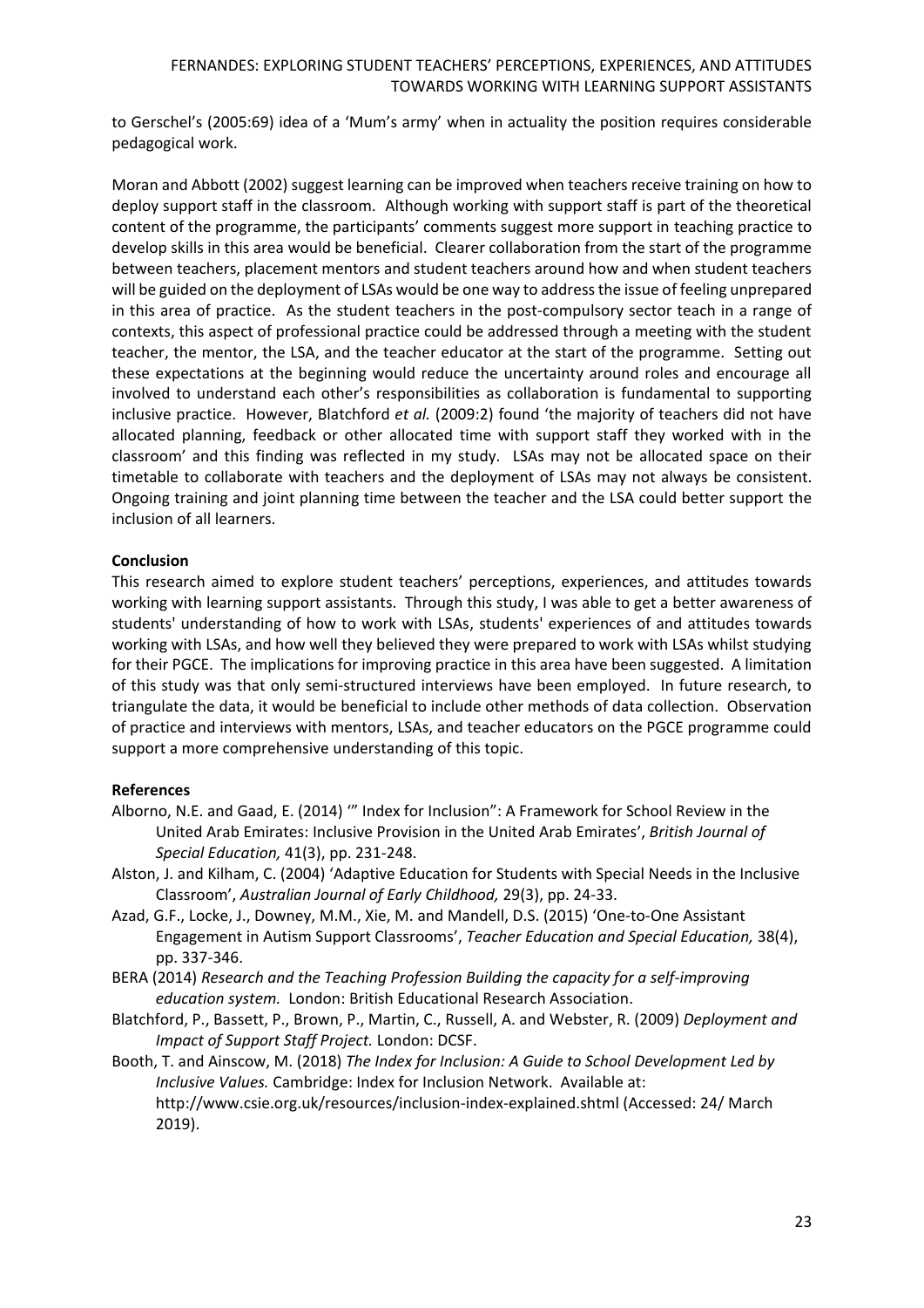to Gerschel's (2005:69) idea of a 'Mum's army' when in actuality the position requires considerable pedagogical work.

Moran and Abbott (2002) suggest learning can be improved when teachers receive training on how to deploy support staff in the classroom. Although working with support staff is part of the theoretical content of the programme, the participants' comments suggest more support in teaching practice to develop skills in this area would be beneficial. Clearer collaboration from the start of the programme between teachers, placement mentors and student teachers around how and when student teachers will be guided on the deployment of LSAs would be one way to address the issue of feeling unprepared in this area of practice. As the student teachers in the post-compulsory sector teach in a range of contexts, this aspect of professional practice could be addressed through a meeting with the student teacher, the mentor, the LSA, and the teacher educator at the start of the programme. Setting out these expectations at the beginning would reduce the uncertainty around roles and encourage all involved to understand each other's responsibilities as collaboration is fundamental to supporting inclusive practice. However, Blatchford *et al.* (2009:2) found 'the majority of teachers did not have allocated planning, feedback or other allocated time with support staff they worked with in the classroom' and this finding was reflected in my study. LSAs may not be allocated space on their timetable to collaborate with teachers and the deployment of LSAs may not always be consistent. Ongoing training and joint planning time between the teacher and the LSA could better support the inclusion of all learners.

**Conclusion**

This research aimed to explore student teachers' perceptions, experiences, and attitudes towards working with learning support assistants. Through this study, I was able to get a better awareness of students' understanding of how to work with LSAs, students' experiences of and attitudes towards working with LSAs, and how well they believed they were prepared to work with LSAs whilst studying for their PGCE. The implications for improving practice in this area have been suggested. A limitation of this study was that only semi-structured interviews have been employed. In future research, to triangulate the data, it would be beneficial to include other methods of data collection. Observation of practice and interviews with mentors, LSAs, and teacher educators on the PGCE programme could support a more comprehensive understanding of this topic.

**References**

Alborno, N.E. and Gaad, E. (2014) '" Index for Inclusion": A Framework for School Review in the United Arab Emirates: Inclusive Provision in the United Arab Emirates', *British Journal of Special Education,* 41(3), pp. 231-248.

Alston, J. and Kilham, C. (2004) 'Adaptive Education for Students with Special Needs in the Inclusive Classroom', *Australian Journal of Early Childhood,* 29(3), pp. 24-33.

Azad, G.F., Locke, J., Downey, M.M., Xie, M. and Mandell, D.S. (2015) 'One-to-One Assistant Engagement in Autism Support Classrooms', *Teacher Education and Special Education,* 38(4), pp. 337-346.

BERA (2014) *Research and the Teaching Profession Building the capacity for a self-improving education system.* London: British Educational Research Association.

Blatchford, P., Bassett, P., Brown, P., Martin, C., Russell, A. and Webster, R. (2009) *Deployment and Impact of Support Staff Project.* London: DCSF.

Booth, T. and Ainscow, M. (2018) *The Index for Inclusion: A Guide to School Development Led by Inclusive Values.* Cambridge: Index for Inclusion Network. Available at: http://www.csie.org.uk/resources/inclusion-index-explained.shtml (Accessed: 24/ March 2019).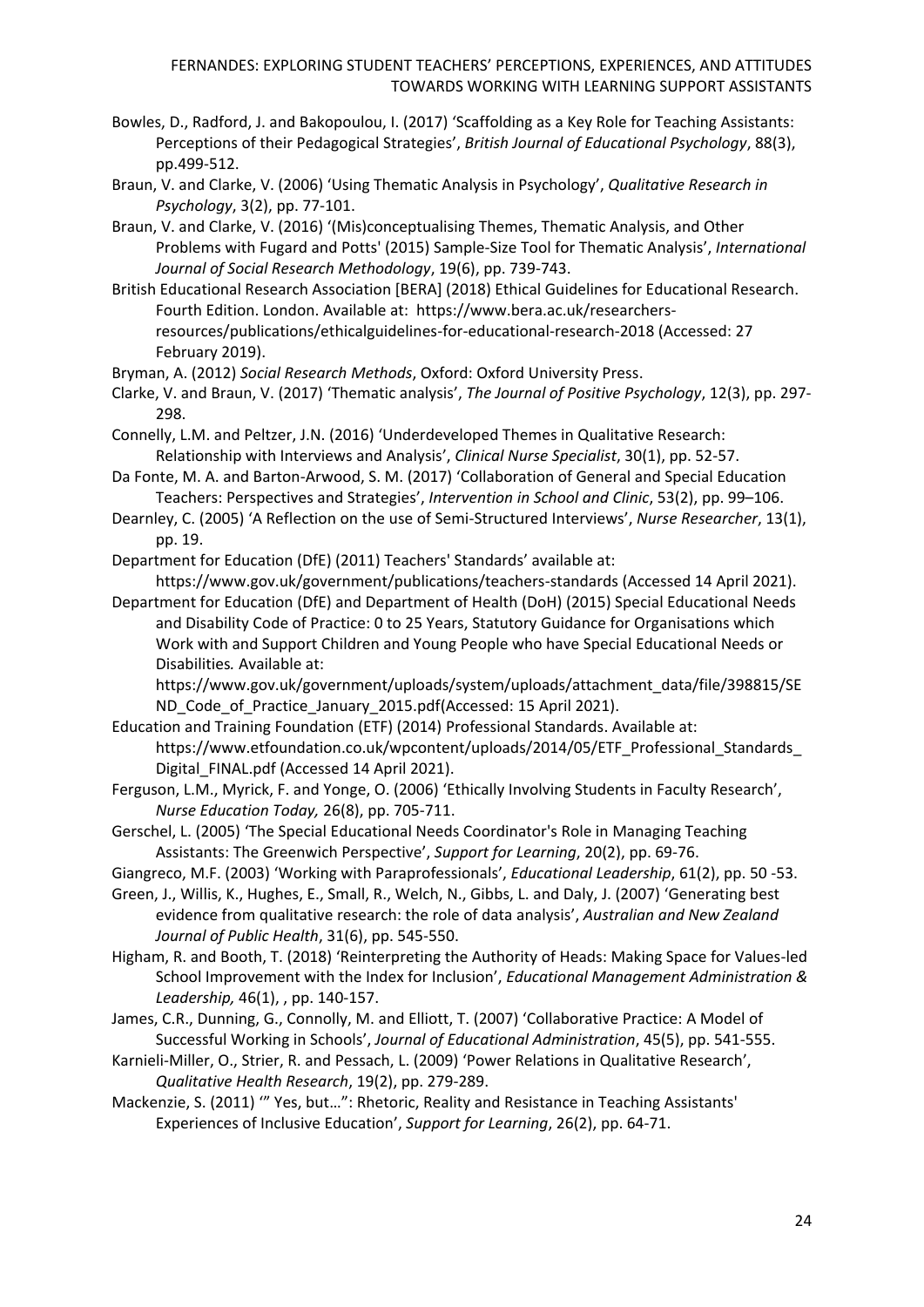Bowles, D., Radford, J. and Bakopoulou, I. (2017) 'Scaffolding as a Key Role for Teaching Assistants: Perceptions of their Pedagogical Strategies', *British Journal of Educational Psychology*, 88(3), pp.499-512.

Braun, V. and Clarke, V. (2006) 'Using Thematic Analysis in Psychology', *Qualitative Research in Psychology*, 3(2), pp. 77-101.

Braun, V. and Clarke, V. (2016) '(Mis)conceptualising Themes, Thematic Analysis, and Other Problems with Fugard and Potts' (2015) Sample-Size Tool for Thematic Analysis', *International Journal of Social Research Methodology*, 19(6), pp. 739-743.

British Educational Research Association [BERA] (2018) Ethical Guidelines for Educational Research. Fourth Edition. London. Available at: https://www.bera.ac.uk/researchers-resources/publications/ethicalguidelines-for-educational-research-2018 (Accessed: 27 February 2019).

Bryman, A. (2012) *Social Research Methods*, Oxford: Oxford University Press.

Clarke, V. and Braun, V. (2017) 'Thematic analysis', *The Journal of Positive Psychology*, 12(3), pp. 297-298.

Connelly, L.M. and Peltzer, J.N. (2016) 'Underdeveloped Themes in Qualitative Research: Relationship with Interviews and Analysis', *Clinical Nurse Specialist*, 30(1), pp. 52-57.

Da Fonte, M. A. and Barton-Arwood, S. M. (2017) 'Collaboration of General and Special Education Teachers: Perspectives and Strategies', *Intervention in School and Clinic*, 53(2), pp. 99–106.

Dearnley, C. (2005) 'A Reflection on the use of Semi-Structured Interviews', *Nurse Researcher*, 13(1), pp. 19.

Department for Education (DfE) (2011) Teachers' Standards' available at: https://www.gov.uk/government/publications/teachers-standards (Accessed 14 April 2021).

Department for Education (DfE) and Department of Health (DoH) (2015) Special Educational Needs and Disability Code of Practice: 0 to 25 Years, Statutory Guidance for Organisations which Work with and Support Children and Young People who have Special Educational Needs or Disabilities*.* Available at: https://www.gov.uk/government/uploads/system/uploads/attachment_data/file/398815/SEND_Code_of_Practice_January_2015.pdf(Accessed: 15 April 2021).

Education and Training Foundation (ETF) (2014) Professional Standards. Available at: https://www.etfoundation.co.uk/wpcontent/uploads/2014/05/ETF_Professional_Standards_Digital_FINAL.pdf (Accessed 14 April 2021).

Ferguson, L.M., Myrick, F. and Yonge, O. (2006) 'Ethically Involving Students in Faculty Research', *Nurse Education Today,* 26(8), pp. 705-711.

Gerschel, L. (2005) 'The Special Educational Needs Coordinator's Role in Managing Teaching Assistants: The Greenwich Perspective', *Support for Learning*, 20(2), pp. 69-76.

Giangreco, M.F. (2003) 'Working with Paraprofessionals', *Educational Leadership*, 61(2), pp. 50 -53.

Green, J., Willis, K., Hughes, E., Small, R., Welch, N., Gibbs, L. and Daly, J. (2007) 'Generating best evidence from qualitative research: the role of data analysis', *Australian and New Zealand Journal of Public Health*, 31(6), pp. 545-550.

Higham, R. and Booth, T. (2018) 'Reinterpreting the Authority of Heads: Making Space for Values-led School Improvement with the Index for Inclusion', *Educational Management Administration & Leadership,* 46(1), , pp. 140-157.

James, C.R., Dunning, G., Connolly, M. and Elliott, T. (2007) 'Collaborative Practice: A Model of Successful Working in Schools', *Journal of Educational Administration*, 45(5), pp. 541-555.

Karnieli-Miller, O., Strier, R. and Pessach, L. (2009) 'Power Relations in Qualitative Research', *Qualitative Health Research*, 19(2), pp. 279-289.

Mackenzie, S. (2011) '" Yes, but…": Rhetoric, Reality and Resistance in Teaching Assistants' Experiences of Inclusive Education', *Support for Learning*, 26(2), pp. 64-71.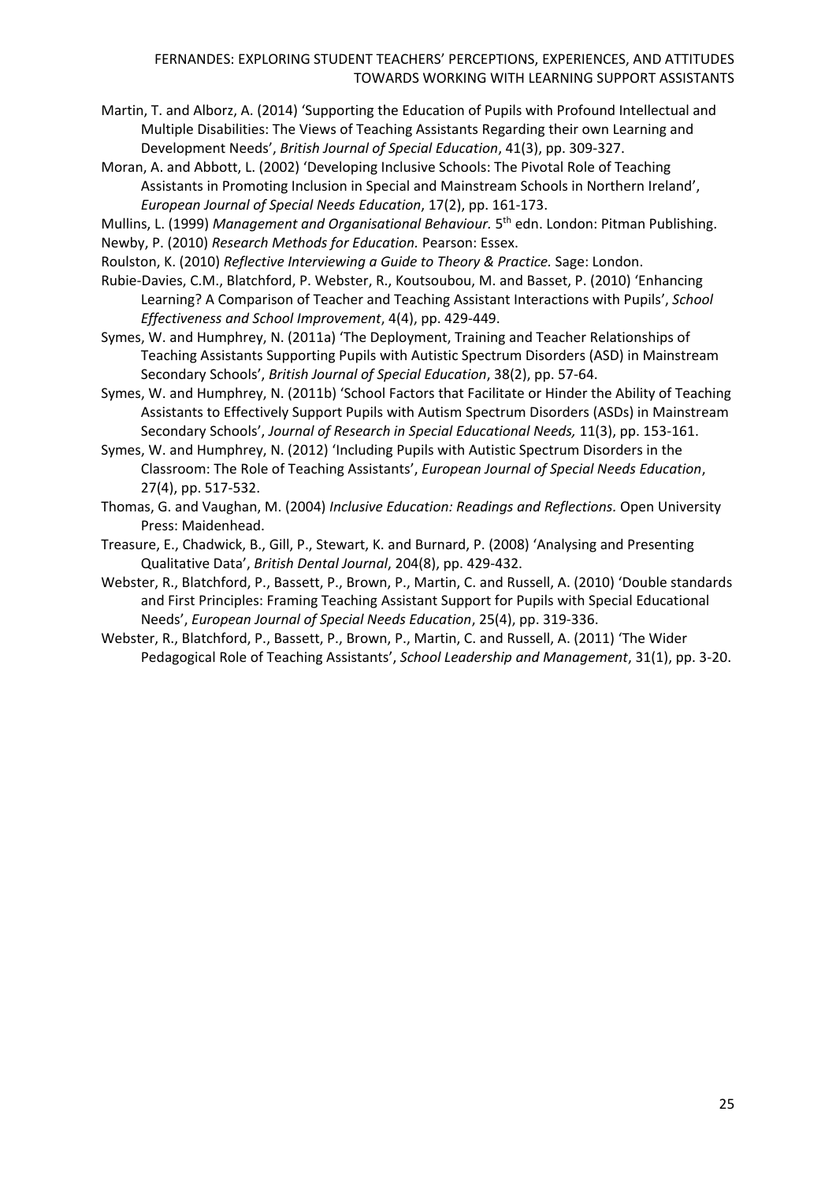Martin, T. and Alborz, A. (2014) 'Supporting the Education of Pupils with Profound Intellectual and Multiple Disabilities: The Views of Teaching Assistants Regarding their own Learning and Development Needs', *British Journal of Special Education*, 41(3), pp. 309-327.

Moran, A. and Abbott, L. (2002) 'Developing Inclusive Schools: The Pivotal Role of Teaching Assistants in Promoting Inclusion in Special and Mainstream Schools in Northern Ireland', *European Journal of Special Needs Education*, 17(2), pp. 161-173.

Mullins, L. (1999) *Management and Organisational Behaviour.* 5th edn. London: Pitman Publishing.

Newby, P. (2010) *Research Methods for Education.* Pearson: Essex.

Roulston, K. (2010) *Reflective Interviewing a Guide to Theory & Practice.* Sage: London.

Rubie-Davies, C.M., Blatchford, P. Webster, R., Koutsoubou, M. and Basset, P. (2010) 'Enhancing Learning? A Comparison of Teacher and Teaching Assistant Interactions with Pupils', *School Effectiveness and School Improvement*, 4(4), pp. 429-449.

Symes, W. and Humphrey, N. (2011a) 'The Deployment, Training and Teacher Relationships of Teaching Assistants Supporting Pupils with Autistic Spectrum Disorders (ASD) in Mainstream Secondary Schools', *British Journal of Special Education*, 38(2), pp. 57-64.

Symes, W. and Humphrey, N. (2011b) 'School Factors that Facilitate or Hinder the Ability of Teaching Assistants to Effectively Support Pupils with Autism Spectrum Disorders (ASDs) in Mainstream Secondary Schools', *Journal of Research in Special Educational Needs,* 11(3), pp. 153-161.

Symes, W. and Humphrey, N. (2012) 'Including Pupils with Autistic Spectrum Disorders in the Classroom: The Role of Teaching Assistants', *European Journal of Special Needs Education*, 27(4), pp. 517-532.

Thomas, G. and Vaughan, M. (2004) *Inclusive Education: Readings and Reflections.* Open University Press: Maidenhead.

Treasure, E., Chadwick, B., Gill, P., Stewart, K. and Burnard, P. (2008) 'Analysing and Presenting Qualitative Data', *British Dental Journal*, 204(8), pp. 429-432.

Webster, R., Blatchford, P., Bassett, P., Brown, P., Martin, C. and Russell, A. (2010) 'Double standards and First Principles: Framing Teaching Assistant Support for Pupils with Special Educational Needs', *European Journal of Special Needs Education*, 25(4), pp. 319-336.

Webster, R., Blatchford, P., Bassett, P., Brown, P., Martin, C. and Russell, A. (2011) 'The Wider Pedagogical Role of Teaching Assistants', *School Leadership and Management*, 31(1), pp. 3-20.